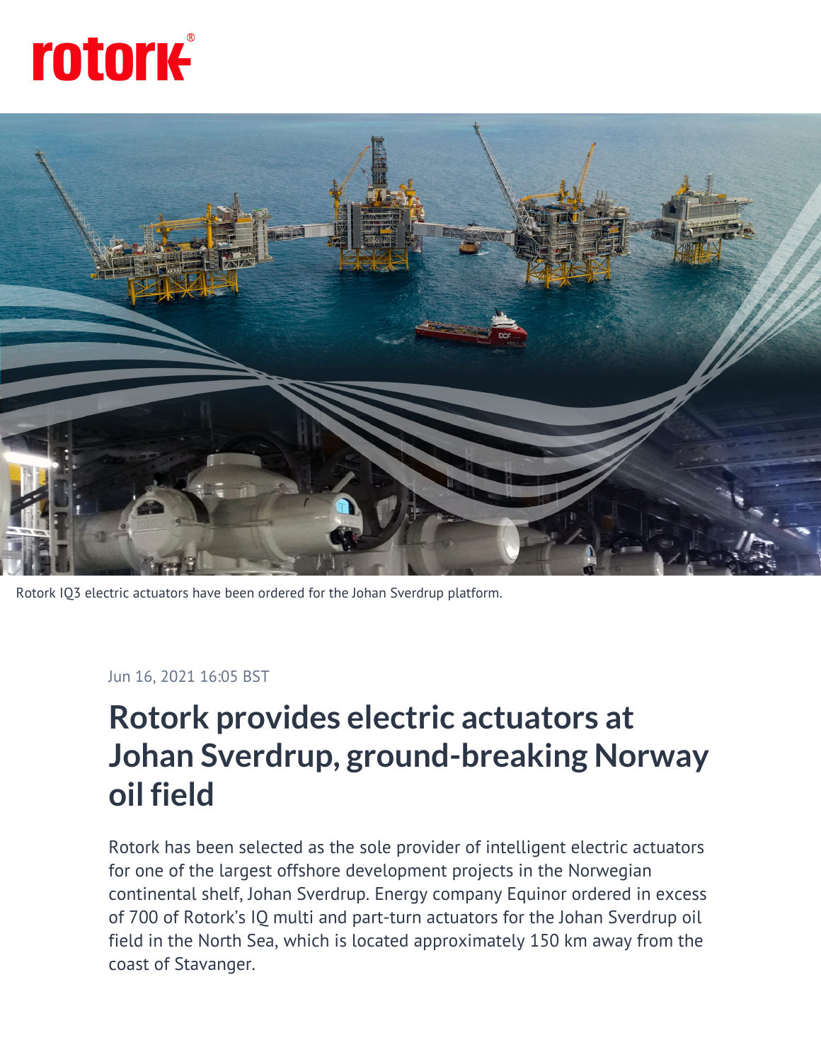Rotork IQ3 electric actuators have been ordered for the Johan Sverdrup platform.

Jun 16, 2021 16:05 BST

# Rotork provides electric actuators at Johan Sverdrup, ground-breaking Norway oil field

Rotork has been selected as the sole provider of intelligent electric actuators for one of the largest offshore development projects in the Norwegian continental shelf, Johan Sverdrup. Energy company Equinor ordered in excess of 700 of Rotork's IQ multi and part-turn actuators for the Johan Sverdrup oil field in the North Sea, which is located approximately 150 km away from the coast of Stavanger.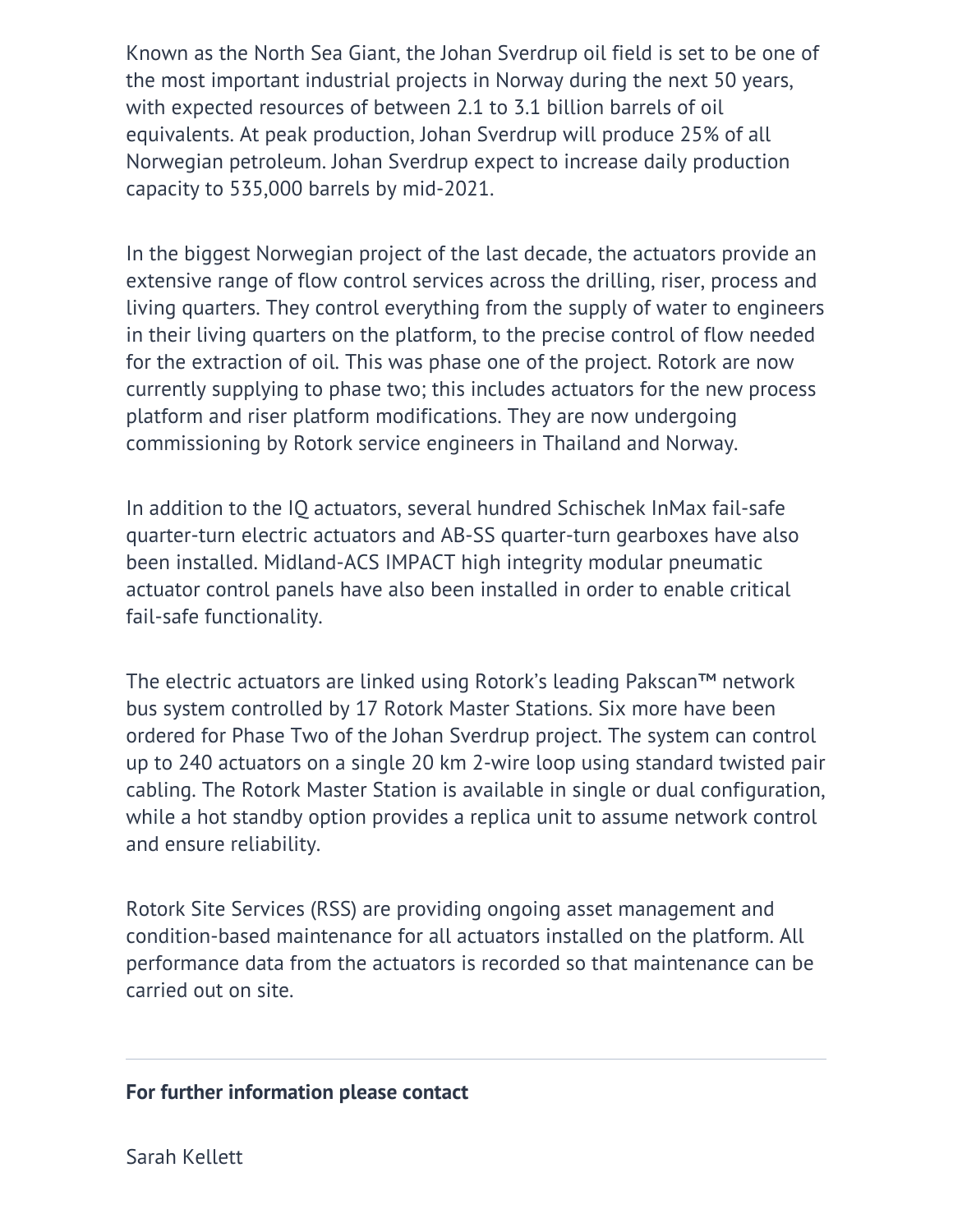Known as the North Sea Giant, the Johan Sverdrup oil field is set to be one of the most important industrial projects in Norway during the next 50 years, with expected resources of between 2.1 to 3.1 billion barrels of oil equivalents. At peak production, Johan Sverdrup will produce 25% of all Norwegian petroleum. Johan Sverdrup expect to increase daily production capacity to 535,000 barrels by mid-2021.

In the biggest Norwegian project of the last decade, the actuators provide an extensive range of flow control services across the drilling, riser, process and living quarters. They control everything from the supply of water to engineers in their living quarters on the platform, to the precise control of flow needed for the extraction of oil. This was phase one of the project. Rotork are now currently supplying to phase two; this includes actuators for the new process platform and riser platform modifications. They are now undergoing commissioning by Rotork service engineers in Thailand and Norway.

In addition to the IQ actuators, several hundred Schischek InMax fail-safe quarter-turn electric actuators and AB-SS quarter-turn gearboxes have also been installed. Midland-ACS IMPACT high integrity modular pneumatic actuator control panels have also been installed in order to enable critical fail-safe functionality.

The electric actuators are linked using Rotork's leading Pakscan™ network bus system controlled by 17 Rotork Master Stations. Six more have been ordered for Phase Two of the Johan Sverdrup project. The system can control up to 240 actuators on a single 20 km 2-wire loop using standard twisted pair cabling. The Rotork Master Station is available in single or dual configuration, while a hot standby option provides a replica unit to assume network control and ensure reliability.

Rotork Site Services (RSS) are providing ongoing asset management and condition-based maintenance for all actuators installed on the platform. All performance data from the actuators is recorded so that maintenance can be carried out on site.

---

**For further information please contact**

Sarah Kellett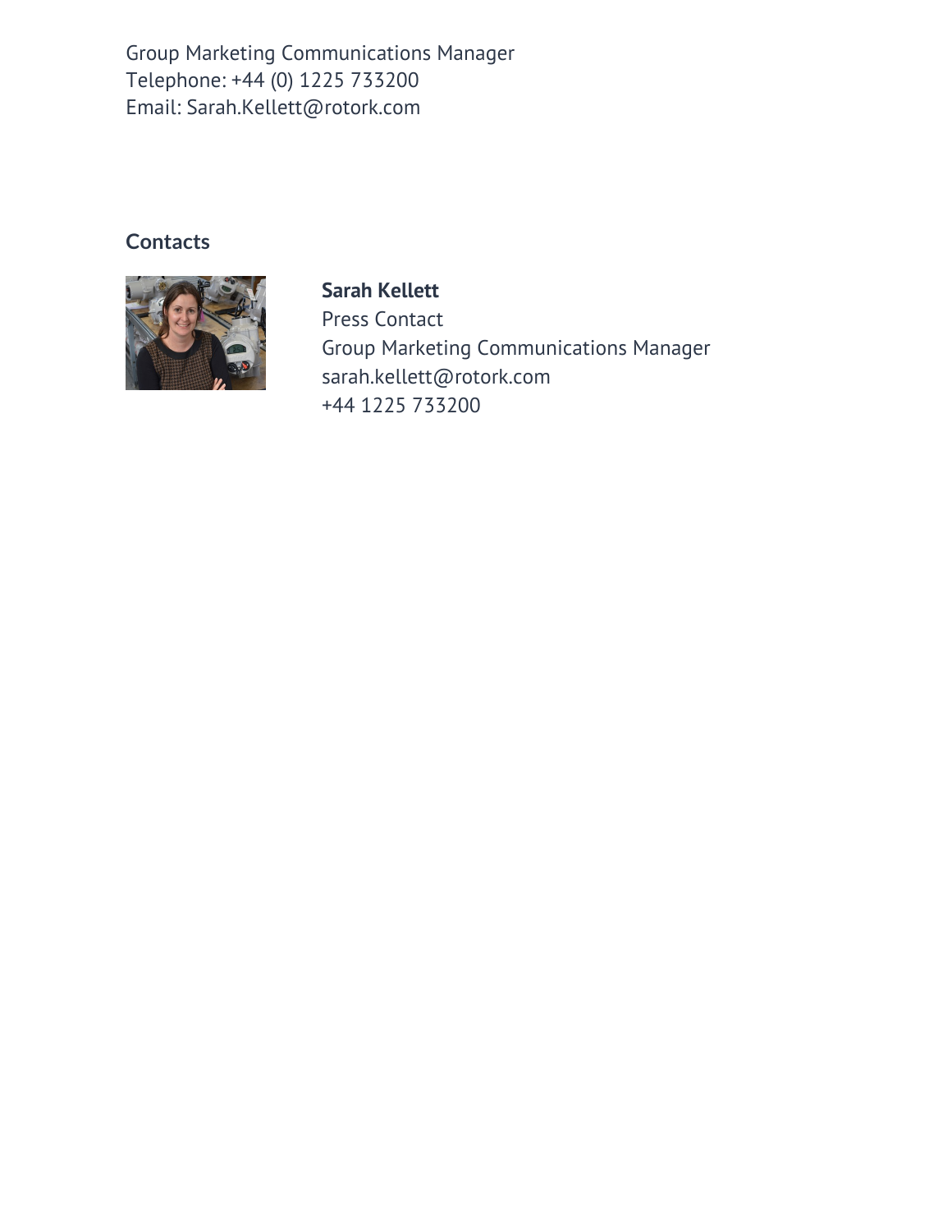Group Marketing Communications Manager
Telephone: +44 (0) 1225 733200
Email: Sarah.Kellett@rotork.com

## Contacts

**Sarah Kellett**
Press Contact
Group Marketing Communications Manager
sarah.kellett@rotork.com
+44 1225 733200